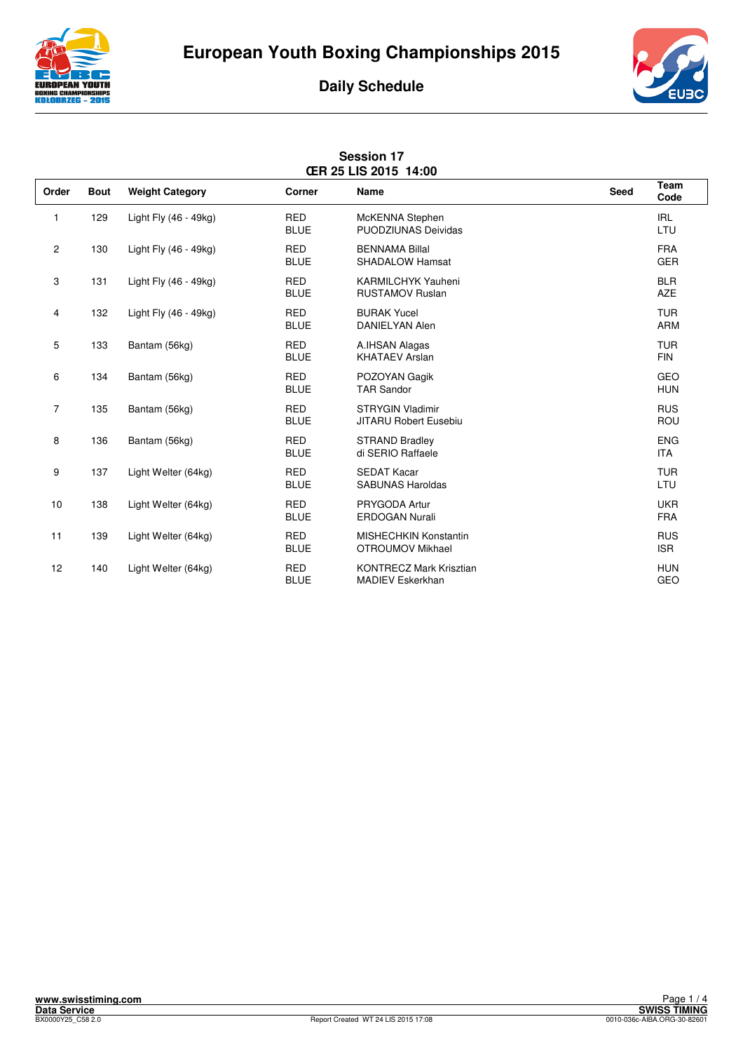# European Youth Boxing Championships 2015

## Daily Schedule

### Session 17
### ŒR 25 LIS 2015 14:00

| Order | Bout | Weight Category | Corner | Name | Seed | Team Code |
|---|---|---|---|---|---|---|
| 1 | 129 | Light Fly (46 - 49kg) | RED<br>BLUE | McKENNA Stephen<br>PUODZIUNAS Deividas | | IRL<br>LTU |
| 2 | 130 | Light Fly (46 - 49kg) | RED<br>BLUE | BENNAMA Billal<br>SHADALOW Hamsat | | FRA<br>GER |
| 3 | 131 | Light Fly (46 - 49kg) | RED<br>BLUE | KARMILCHYK Yauheni<br>RUSTAMOV Ruslan | | BLR<br>AZE |
| 4 | 132 | Light Fly (46 - 49kg) | RED<br>BLUE | BURAK Yucel<br>DANIELYAN Alen | | TUR<br>ARM |
| 5 | 133 | Bantam (56kg) | RED<br>BLUE | A.IHSAN Alagas<br>KHATAEV Arslan | | TUR<br>FIN |
| 6 | 134 | Bantam (56kg) | RED<br>BLUE | POZOYAN Gagik<br>TAR Sandor | | GEO<br>HUN |
| 7 | 135 | Bantam (56kg) | RED<br>BLUE | STRYGIN Vladimir<br>JITARU Robert Eusebiu | | RUS<br>ROU |
| 8 | 136 | Bantam (56kg) | RED<br>BLUE | STRAND Bradley<br>di SERIO Raffaele | | ENG<br>ITA |
| 9 | 137 | Light Welter (64kg) | RED<br>BLUE | SEDAT Kacar<br>SABUNAS Haroldas | | TUR<br>LTU |
| 10 | 138 | Light Welter (64kg) | RED<br>BLUE | PRYGODA Artur<br>ERDOGAN Nurali | | UKR<br>FRA |
| 11 | 139 | Light Welter (64kg) | RED<br>BLUE | MISHECHKIN Konstantin<br>OTROUMOV Mikhael | | RUS<br>ISR |
| 12 | 140 | Light Welter (64kg) | RED<br>BLUE | KONTRECZ Mark Krisztian<br>MADIEV Eskerkhan | | HUN<br>GEO |

www.swisstiming.com
Data Service
BX0000Y25_C58 2.0

Report Created WT 24 LIS 2015 17:08

SWISS TIMING
0010-036c-AIBA.ORG-30-82601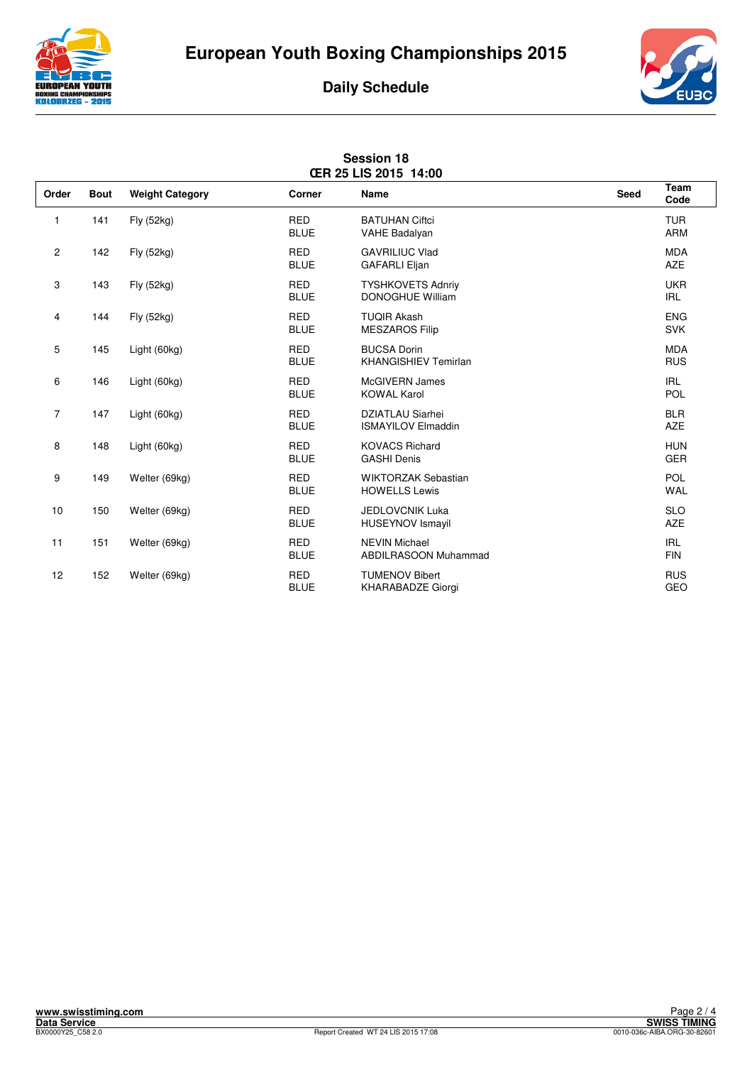# European Youth Boxing Championships 2015

## Daily Schedule

### Session 18
### ŒR 25 LIS 2015 14:00

| Order | Bout | Weight Category | Corner | Name | Seed | Team Code |
|---|---|---|---|---|---|---|
| 1 | 141 | Fly (52kg) | RED<br>BLUE | BATUHAN Ciftci<br>VAHE Badalyan | | TUR<br>ARM |
| 2 | 142 | Fly (52kg) | RED<br>BLUE | GAVRILIUC Vlad<br>GAFARLI Eljan | | MDA<br>AZE |
| 3 | 143 | Fly (52kg) | RED<br>BLUE | TYSHKOVETS Adnriy<br>DONOGHUE William | | UKR<br>IRL |
| 4 | 144 | Fly (52kg) | RED<br>BLUE | TUQIR Akash<br>MESZAROS Filip | | ENG<br>SVK |
| 5 | 145 | Light (60kg) | RED<br>BLUE | BUCSA Dorin<br>KHANGISHIEV Temirlan | | MDA<br>RUS |
| 6 | 146 | Light (60kg) | RED<br>BLUE | McGIVERN James<br>KOWAL Karol | | IRL<br>POL |
| 7 | 147 | Light (60kg) | RED<br>BLUE | DZIATLAU Siarhei<br>ISMAYILOV Elmaddin | | BLR<br>AZE |
| 8 | 148 | Light (60kg) | RED<br>BLUE | KOVACS Richard<br>GASHI Denis | | HUN<br>GER |
| 9 | 149 | Welter (69kg) | RED<br>BLUE | WIKTORZAK Sebastian<br>HOWELLS Lewis | | POL<br>WAL |
| 10 | 150 | Welter (69kg) | RED<br>BLUE | JEDLOVCNIK Luka<br>HUSEYNOV Ismayil | | SLO<br>AZE |
| 11 | 151 | Welter (69kg) | RED<br>BLUE | NEVIN Michael<br>ABDILRASOON Muhammad | | IRL<br>FIN |
| 12 | 152 | Welter (69kg) | RED<br>BLUE | TUMENOV Bibert<br>KHARABADZE Giorgi | | RUS<br>GEO |

www.swisstiming.com
Data Service
BX0000Y25_C58 2.0

Report Created WT 24 LIS 2015 17:08

SWISS TIMING
0010-036c-AIBA.ORG-30-82601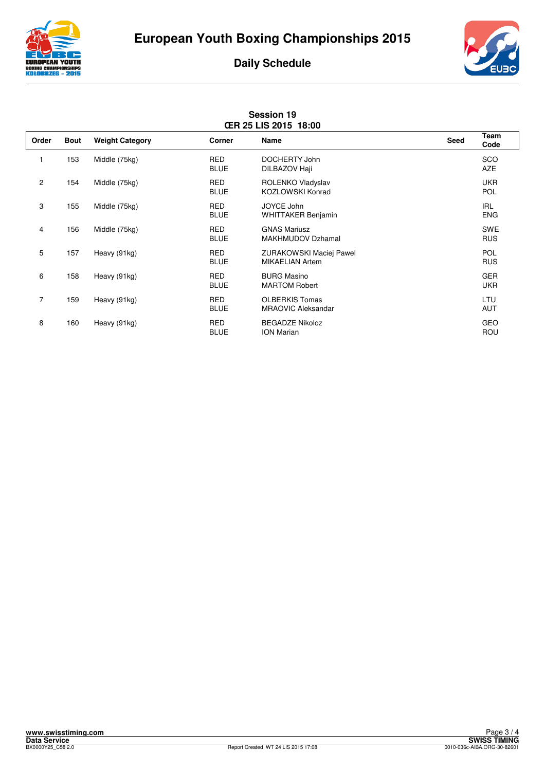# European Youth Boxing Championships 2015

## Daily Schedule

### Session 19
### ŒR 25 LIS 2015 18:00

| Order | Bout | Weight Category | Corner | Name | Seed | Team Code |
|---|---|---|---|---|---|---|
| 1 | 153 | Middle (75kg) | RED<br>BLUE | DOCHERTY John<br>DILBAZOV Haji | | SCO<br>AZE |
| 2 | 154 | Middle (75kg) | RED<br>BLUE | ROLENKO Vladyslav<br>KOZLOWSKI Konrad | | UKR<br>POL |
| 3 | 155 | Middle (75kg) | RED<br>BLUE | JOYCE John<br>WHITTAKER Benjamin | | IRL<br>ENG |
| 4 | 156 | Middle (75kg) | RED<br>BLUE | GNAS Mariusz<br>MAKHMUDOV Dzhamal | | SWE<br>RUS |
| 5 | 157 | Heavy (91kg) | RED<br>BLUE | ZURAKOWSKI Maciej Pawel<br>MIKAELIAN Artem | | POL<br>RUS |
| 6 | 158 | Heavy (91kg) | RED<br>BLUE | BURG Masino<br>MARTOM Robert | | GER<br>UKR |
| 7 | 159 | Heavy (91kg) | RED<br>BLUE | OLBERKIS Tomas<br>MRAOVIC Aleksandar | | LTU<br>AUT |
| 8 | 160 | Heavy (91kg) | RED<br>BLUE | BEGADZE Nikoloz<br>ION Marian | | GEO<br>ROU |

www.swisstiming.com
Data Service
BX0000Y25_C58 2.0

Report Created WT 24 LIS 2015 17:08

SWISS TIMING
0010-036c-AIBA.ORG-30-82601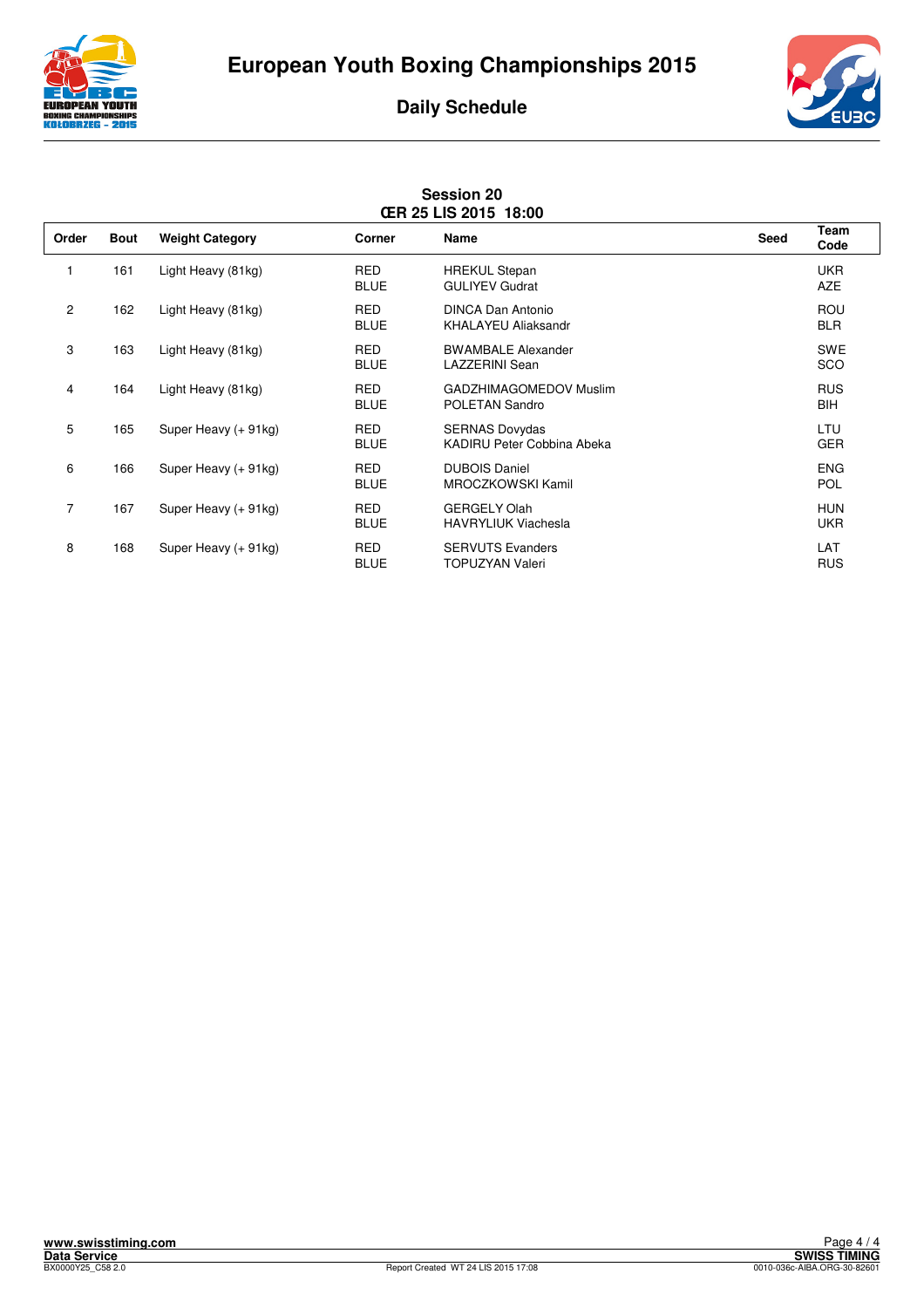# European Youth Boxing Championships 2015

## Daily Schedule

### Session 20
### ČER 25 LIS 2015 18:00

| Order | Bout | Weight Category | Corner | Name | Seed | Team Code |
|---|---|---|---|---|---|---|
| 1 | 161 | Light Heavy (81kg) | RED<br>BLUE | HREKUL Stepan<br>GULIYEV Gudrat | | UKR<br>AZE |
| 2 | 162 | Light Heavy (81kg) | RED<br>BLUE | DINCA Dan Antonio<br>KHALAYEU Aliaksandr | | ROU<br>BLR |
| 3 | 163 | Light Heavy (81kg) | RED<br>BLUE | BWAMBALE Alexander<br>LAZZERINI Sean | | SWE<br>SCO |
| 4 | 164 | Light Heavy (81kg) | RED<br>BLUE | GADZHIMAGOMEDOV Muslim<br>POLETAN Sandro | | RUS<br>BIH |
| 5 | 165 | Super Heavy (+ 91kg) | RED<br>BLUE | SERNAS Dovydas<br>KADIRU Peter Cobbina Abeka | | LTU<br>GER |
| 6 | 166 | Super Heavy (+ 91kg) | RED<br>BLUE | DUBOIS Daniel<br>MROCZKOWSKI Kamil | | ENG<br>POL |
| 7 | 167 | Super Heavy (+ 91kg) | RED<br>BLUE | GERGELY Olah<br>HAVRYLIUK Viachesla | | HUN<br>UKR |
| 8 | 168 | Super Heavy (+ 91kg) | RED<br>BLUE | SERVUTS Evanders<br>TOPUZYAN Valeri | | LAT<br>RUS |

www.swisstiming.com
Data Service
BX0000Y25_C58 2.0

Report Created WT 24 LIS 2015 17:08

SWISS TIMING
0010-036c-AIBA.ORG-30-82601